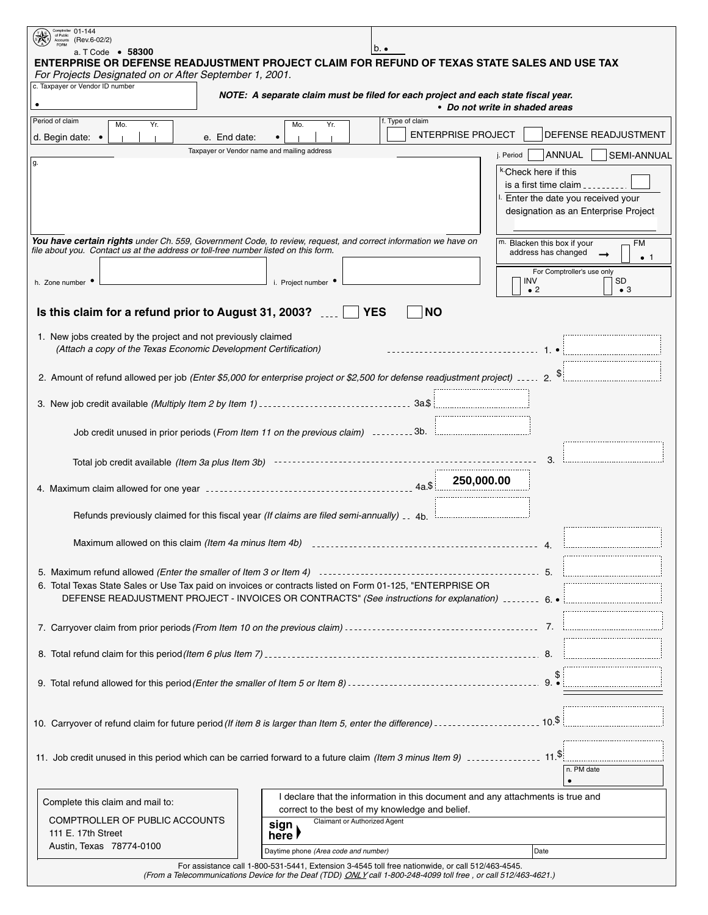01-144
(Rev.6-02/2)

a. T Code • 58300

b. •

# ENTERPRISE OR DEFENSE READJUSTMENT PROJECT CLAIM FOR REFUND OF TEXAS STATE SALES AND USE TAX

*For Projects Designated on or After September 1, 2001.*

c. Taxpayer or Vendor ID number •

**NOTE: A separate claim must be filed for each project and each state fiscal year.**

**• Do not write in shaded areas**

Period of claim

d. Begin date: • Mo. Yr.

e. End date: • Mo. Yr.

f. Type of claim ☐ ENTERPRISE PROJECT ☐ DEFENSE READJUSTMENT

g. Taxpayer or Vendor name and mailing address

j. Period ☐ ANNUAL ☐ SEMI-ANNUAL

k. Check here if this is a first time claim ☐

l. Enter the date you received your designation as an Enterprise Project

***You have certain rights*** under Ch. 559, Government Code, to review, request, and correct information we have on file about you. Contact us at the address or toll-free number listed on this form.

m. Blacken this box if your address has changed → ☐ FM • 1

For Comptroller's use only: INV • 2 SD • 3

h. Zone number •

i. Project number •

**Is this claim for a refund prior to August 31, 2003?** ☐ **YES** ☐ **NO**

1. New jobs created by the project and not previously claimed *(Attach a copy of the Texas Economic Development Certification)* ........ 1. •
2. Amount of refund allowed per job *(Enter $5,000 for enterprise project or $2,500 for defense readjustment project)* ........ 2. $
3. New job credit available *(Multiply Item 2 by Item 1)* ........ 3a. $

   Job credit unused in prior periods (*From Item 11 on the previous claim)* ........ 3b.

   Total job credit available *(Item 3a plus Item 3b)* ........ 3.
4. Maximum claim allowed for one year ........ 4a. $ 250,000.00

   Refunds previously claimed for this fiscal year *(If claims are filed semi-annually)* ........ 4b.

   Maximum allowed on this claim *(Item 4a minus Item 4b)* ........ 4.
5. Maximum refund allowed *(Enter the smaller of Item 3 or Item 4)* ........ 5.
6. Total Texas State Sales or Use Tax paid on invoices or contracts listed on Form 01-125, "ENTERPRISE OR DEFENSE READJUSTMENT PROJECT - INVOICES OR CONTRACTS" *(See instructions for explanation)* ........ 6. •
7. Carryover claim from prior periods *(From Item 10 on the previous claim)* ........ 7.
8. Total refund claim for this period *(Item 6 plus Item 7)* ........ 8.
9. Total refund allowed for this period *(Enter the smaller of Item 5 or Item 8)* ........ 9. • $
10. Carryover of refund claim for future period *(If item 8 is larger than Item 5, enter the difference)* ........ 10. $
11. Job credit unused in this period which can be carried forward to a future claim *(Item 3 minus Item 9)* ........ 11. $

n. PM date •

Complete this claim and mail to:

COMPTROLLER OF PUBLIC ACCOUNTS
111 E. 17th Street
Austin, Texas 78774-0100

I declare that the information in this document and any attachments is true and correct to the best of my knowledge and belief.

**sign here** Claimant or Authorized Agent

Daytime phone *(Area code and number)* Date

For assistance call 1-800-531-5441, Extension 3-4545 toll free nationwide, or call 512/463-4545.
*(From a Telecommunications Device for the Deaf (TDD) ONLY call 1-800-248-4099 toll free , or call 512/463-4621.)*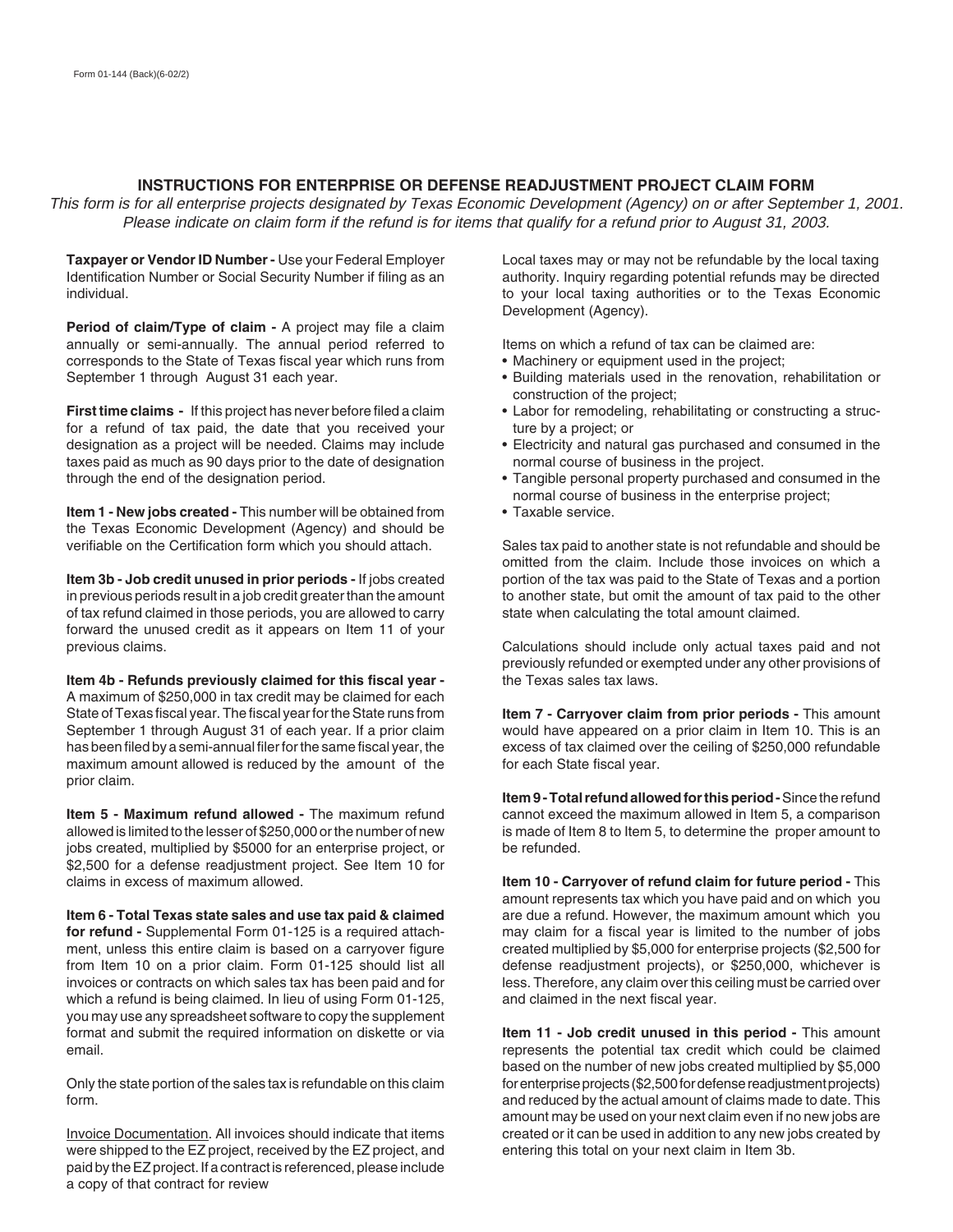## INSTRUCTIONS FOR ENTERPRISE OR DEFENSE READJUSTMENT PROJECT CLAIM FORM

*This form is for all enterprise projects designated by Texas Economic Development (Agency) on or after September 1, 2001. Please indicate on claim form if the refund is for items that qualify for a refund prior to August 31, 2003.*

**Taxpayer or Vendor ID Number -** Use your Federal Employer Identification Number or Social Security Number if filing as an individual.

**Period of claim/Type of claim -** A project may file a claim annually or semi-annually. The annual period referred to corresponds to the State of Texas fiscal year which runs from September 1 through August 31 each year.

**First time claims -** If this project has never before filed a claim for a refund of tax paid, the date that you received your designation as a project will be needed. Claims may include taxes paid as much as 90 days prior to the date of designation through the end of the designation period.

**Item 1 - New jobs created -** This number will be obtained from the Texas Economic Development (Agency) and should be verifiable on the Certification form which you should attach.

**Item 3b - Job credit unused in prior periods -** If jobs created in previous periods result in a job credit greater than the amount of tax refund claimed in those periods, you are allowed to carry forward the unused credit as it appears on Item 11 of your previous claims.

**Item 4b - Refunds previously claimed for this fiscal year -** A maximum of $250,000 in tax credit may be claimed for each State of Texas fiscal year. The fiscal year for the State runs from September 1 through August 31 of each year. If a prior claim has been filed by a semi-annual filer for the same fiscal year, the maximum amount allowed is reduced by the amount of the prior claim.

**Item 5 - Maximum refund allowed -** The maximum refund allowed is limited to the lesser of $250,000 or the number of new jobs created, multiplied by $5000 for an enterprise project, or $2,500 for a defense readjustment project. See Item 10 for claims in excess of maximum allowed.

**Item 6 - Total Texas state sales and use tax paid & claimed for refund -** Supplemental Form 01-125 is a required attachment, unless this entire claim is based on a carryover figure from Item 10 on a prior claim. Form 01-125 should list all invoices or contracts on which sales tax has been paid and for which a refund is being claimed. In lieu of using Form 01-125, you may use any spreadsheet software to copy the supplement format and submit the required information on diskette or via email.

Only the state portion of the sales tax is refundable on this claim form.

Invoice Documentation. All invoices should indicate that items were shipped to the EZ project, received by the EZ project, and paid by the EZ project. If a contract is referenced, please include a copy of that contract for review

Local taxes may or may not be refundable by the local taxing authority. Inquiry regarding potential refunds may be directed to your local taxing authorities or to the Texas Economic Development (Agency).

Items on which a refund of tax can be claimed are:

- Machinery or equipment used in the project;
- Building materials used in the renovation, rehabilitation or construction of the project;
- Labor for remodeling, rehabilitating or constructing a structure by a project; or
- Electricity and natural gas purchased and consumed in the normal course of business in the project.
- Tangible personal property purchased and consumed in the normal course of business in the enterprise project;
- Taxable service.

Sales tax paid to another state is not refundable and should be omitted from the claim. Include those invoices on which a portion of the tax was paid to the State of Texas and a portion to another state, but omit the amount of tax paid to the other state when calculating the total amount claimed.

Calculations should include only actual taxes paid and not previously refunded or exempted under any other provisions of the Texas sales tax laws.

**Item 7 - Carryover claim from prior periods -** This amount would have appeared on a prior claim in Item 10. This is an excess of tax claimed over the ceiling of $250,000 refundable for each State fiscal year.

**Item 9 - Total refund allowed for this period -** Since the refund cannot exceed the maximum allowed in Item 5, a comparison is made of Item 8 to Item 5, to determine the proper amount to be refunded.

**Item 10 - Carryover of refund claim for future period -** This amount represents tax which you have paid and on which you are due a refund. However, the maximum amount which you may claim for a fiscal year is limited to the number of jobs created multiplied by $5,000 for enterprise projects ($2,500 for defense readjustment projects), or $250,000, whichever is less. Therefore, any claim over this ceiling must be carried over and claimed in the next fiscal year.

**Item 11 - Job credit unused in this period -** This amount represents the potential tax credit which could be claimed based on the number of new jobs created multiplied by $5,000 for enterprise projects ($2,500 for defense readjustment projects) and reduced by the actual amount of claims made to date. This amount may be used on your next claim even if no new jobs are created or it can be used in addition to any new jobs created by entering this total on your next claim in Item 3b.